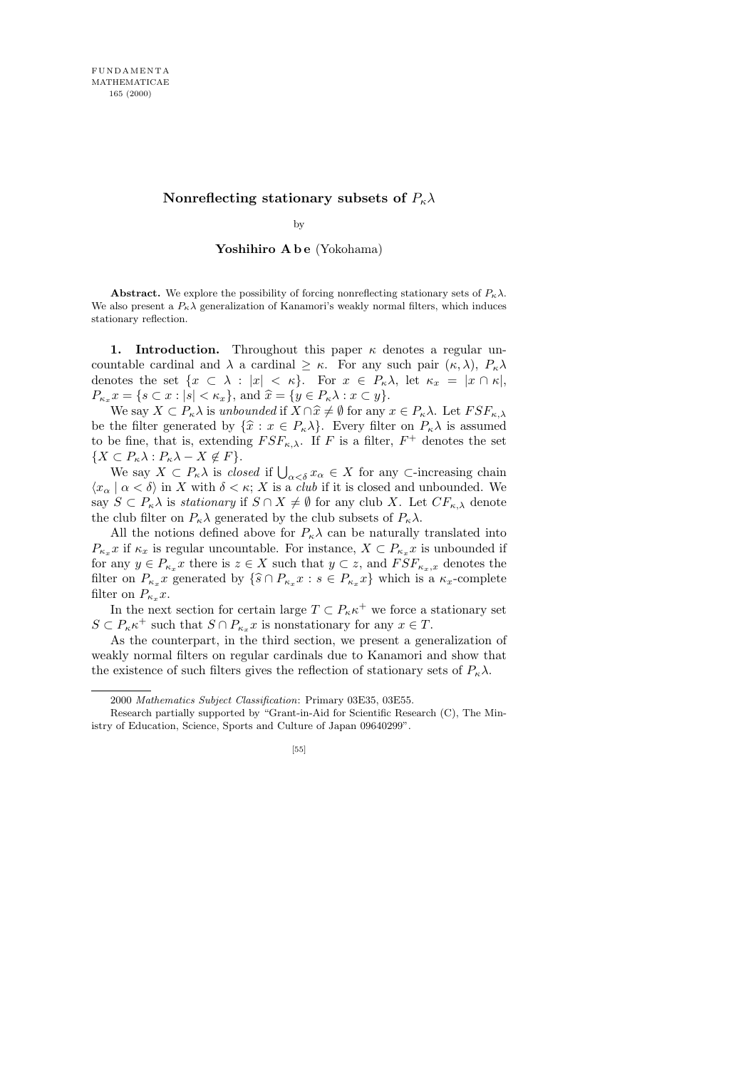# Nonreflecting stationary subsets of $P_\kappa\lambda$

by

**Yoshihiro Abe** (Yokohama)

**Abstract.** We explore the possibility of forcing nonreflecting stationary sets of $P_\kappa\lambda$. We also present a $P_\kappa\lambda$ generalization of Kanamori's weakly normal filters, which induces stationary reflection.

**1. Introduction.** Throughout this paper $\kappa$ denotes a regular uncountable cardinal and $\lambda$ a cardinal $\geq \kappa$. For any such pair $(\kappa, \lambda)$, $P_\kappa\lambda$ denotes the set $\{x \subset \lambda : |x| < \kappa\}$. For $x \in P_\kappa\lambda$, let $\kappa_x = |x \cap \kappa|$, $P_{\kappa_x}x = \{s \subset x : |s| < \kappa_x\}$, and $\widehat{x} = \{y \in P_\kappa\lambda : x \subset y\}$.

We say $X \subset P_\kappa\lambda$ is *unbounded* if $X \cap \widehat{x} \neq \emptyset$ for any $x \in P_\kappa\lambda$. Let $FSF_{\kappa,\lambda}$ be the filter generated by $\{\widehat{x} : x \in P_\kappa\lambda\}$. Every filter on $P_\kappa\lambda$ is assumed to be fine, that is, extending $FSF_{\kappa,\lambda}$. If $F$ is a filter, $F^+$ denotes the set $\{X \subset P_\kappa\lambda : P_\kappa\lambda - X \notin F\}$.

We say $X \subset P_\kappa\lambda$ is *closed* if $\bigcup_{\alpha<\delta} x_\alpha \in X$ for any $\subset$-increasing chain $\langle x_\alpha \mid \alpha < \delta\rangle$ in $X$ with $\delta < \kappa$; $X$ is a *club* if it is closed and unbounded. We say $S \subset P_\kappa\lambda$ is *stationary* if $S \cap X \neq \emptyset$ for any club $X$. Let $CF_{\kappa,\lambda}$ denote the club filter on $P_\kappa\lambda$ generated by the club subsets of $P_\kappa\lambda$.

All the notions defined above for $P_\kappa\lambda$ can be naturally translated into $P_{\kappa_x}x$ if $\kappa_x$ is regular uncountable. For instance, $X \subset P_{\kappa_x}x$ is unbounded if for any $y \in P_{\kappa_x}x$ there is $z \in X$ such that $y \subset z$, and $FSF_{\kappa_x,x}$ denotes the filter on $P_{\kappa_x}x$ generated by $\{\widehat{s} \cap P_{\kappa_x}x : s \in P_{\kappa_x}x\}$ which is a $\kappa_x$-complete filter on $P_{\kappa_x}x$.

In the next section for certain large $T \subset P_\kappa\kappa^+$ we force a stationary set $S \subset P_\kappa\kappa^+$ such that $S \cap P_{\kappa_x}x$ is nonstationary for any $x \in T$.

As the counterpart, in the third section, we present a generalization of weakly normal filters on regular cardinals due to Kanamori and show that the existence of such filters gives the reflection of stationary sets of $P_\kappa\lambda$.

---

2000 *Mathematics Subject Classification*: Primary 03E35, 03E55.

Research partially supported by "Grant-in-Aid for Scientific Research (C), The Ministry of Education, Science, Sports and Culture of Japan 09640299".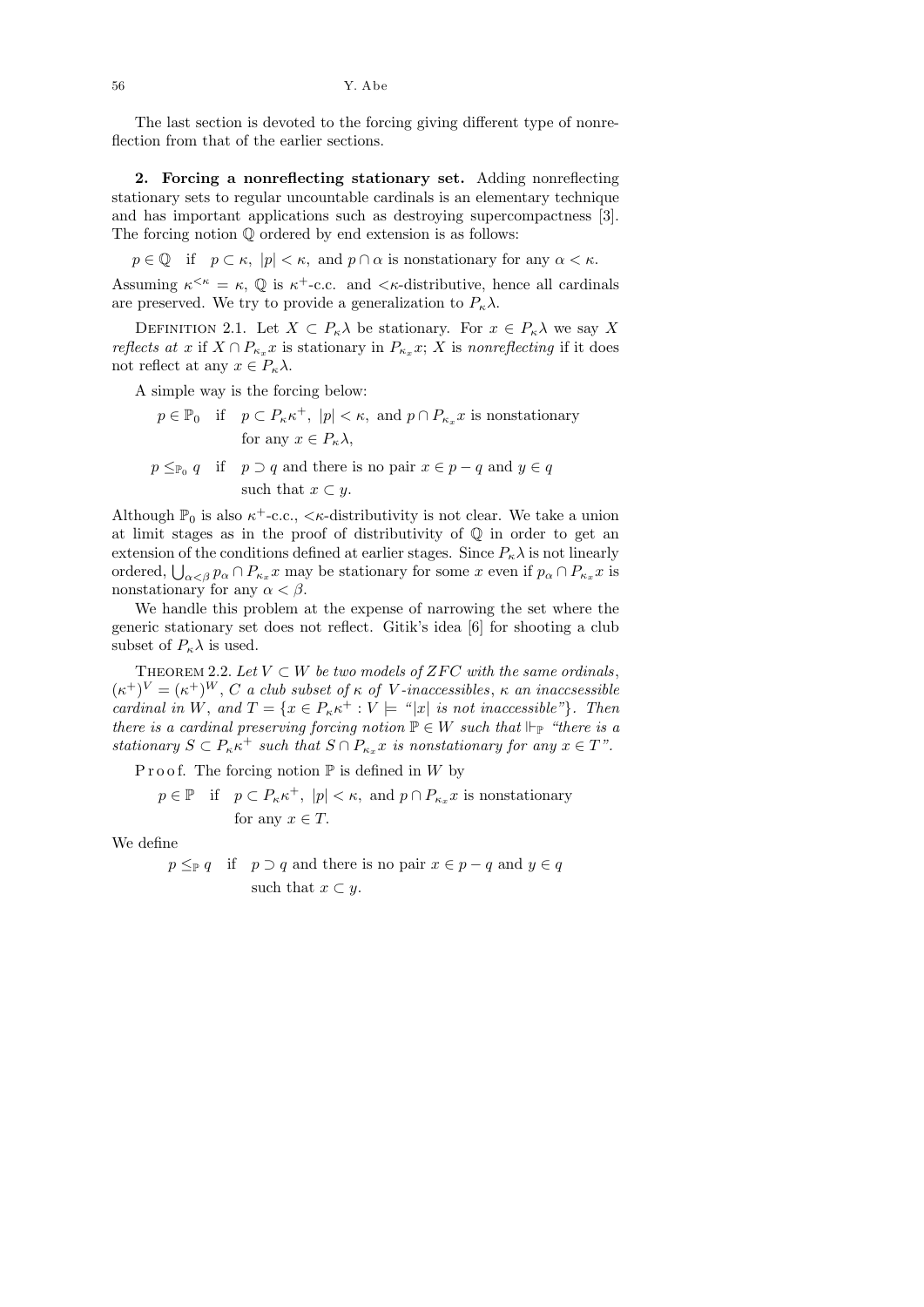The last section is devoted to the forcing giving different type of nonreflection from that of the earlier sections.

**2. Forcing a nonreflecting stationary set.** Adding nonreflecting stationary sets to regular uncountable cardinals is an elementary technique and has important applications such as destroying supercompactness [3]. The forcing notion $\mathbb{Q}$ ordered by end extension is as follows:

$$p \in \mathbb{Q} \quad \text{if} \quad p \subset \kappa,\ |p| < \kappa, \text{ and } p \cap \alpha \text{ is nonstationary for any } \alpha < \kappa.$$

Assuming $\kappa^{<\kappa} = \kappa$, $\mathbb{Q}$ is $\kappa^+$-c.c. and $<\kappa$-distributive, hence all cardinals are preserved. We try to provide a generalization to $P_\kappa\lambda$.

Definition 2.1. Let $X \subset P_\kappa\lambda$ be stationary. For $x \in P_\kappa\lambda$ we say $X$ *reflects at* $x$ if $X \cap P_{\kappa_x}x$ is stationary in $P_{\kappa_x}x$; $X$ is *nonreflecting* if it does not reflect at any $x \in P_\kappa\lambda$.

A simple way is the forcing below:

$$p \in \mathbb{P}_0 \quad \text{if} \quad p \subset P_\kappa\kappa^+,\ |p| < \kappa, \text{ and } p \cap P_{\kappa_x}x \text{ is nonstationary for any } x \in P_\kappa\lambda,$$

$$p \le_{\mathbb{P}_0} q \quad \text{if} \quad p \supset q \text{ and there is no pair } x \in p - q \text{ and } y \in q \text{ such that } x \subset y.$$

Although $\mathbb{P}_0$ is also $\kappa^+$-c.c., $<\kappa$-distributivity is not clear. We take a union at limit stages as in the proof of distributivity of $\mathbb{Q}$ in order to get an extension of the conditions defined at earlier stages. Since $P_\kappa\lambda$ is not linearly ordered, $\bigcup_{\alpha<\beta} p_\alpha \cap P_{\kappa_x}x$ may be stationary for some $x$ even if $p_\alpha \cap P_{\kappa_x}x$ is nonstationary for any $\alpha < \beta$.

We handle this problem at the expense of narrowing the set where the generic stationary set does not reflect. Gitik's idea [6] for shooting a club subset of $P_\kappa\lambda$ is used.

Theorem 2.2. *Let $V \subset W$ be two models of ZFC with the same ordinals, $(\kappa^+)^V = (\kappa^+)^W$, $C$ a club subset of $\kappa$ of $V$-inaccessibles, $\kappa$ an inaccsessible cardinal in $W$, and $T = \{x \in P_\kappa\kappa^+ : V \models \text{“}|x| \text{ is not inaccessible”}\}$. Then there is a cardinal preserving forcing notion $\mathbb{P} \in W$ such that $\Vdash_{\mathbb{P}}$ “there is a stationary $S \subset P_\kappa\kappa^+$ such that $S \cap P_{\kappa_x}x$ is nonstationary for any $x \in T$”.*

Proof. The forcing notion $\mathbb{P}$ is defined in $W$ by

$$p \in \mathbb{P} \quad \text{if} \quad p \subset P_\kappa\kappa^+,\ |p| < \kappa, \text{ and } p \cap P_{\kappa_x}x \text{ is nonstationary for any } x \in T.$$

We define

$$p \le_{\mathbb{P}} q \quad \text{if} \quad p \supset q \text{ and there is no pair } x \in p - q \text{ and } y \in q \text{ such that } x \subset y.$$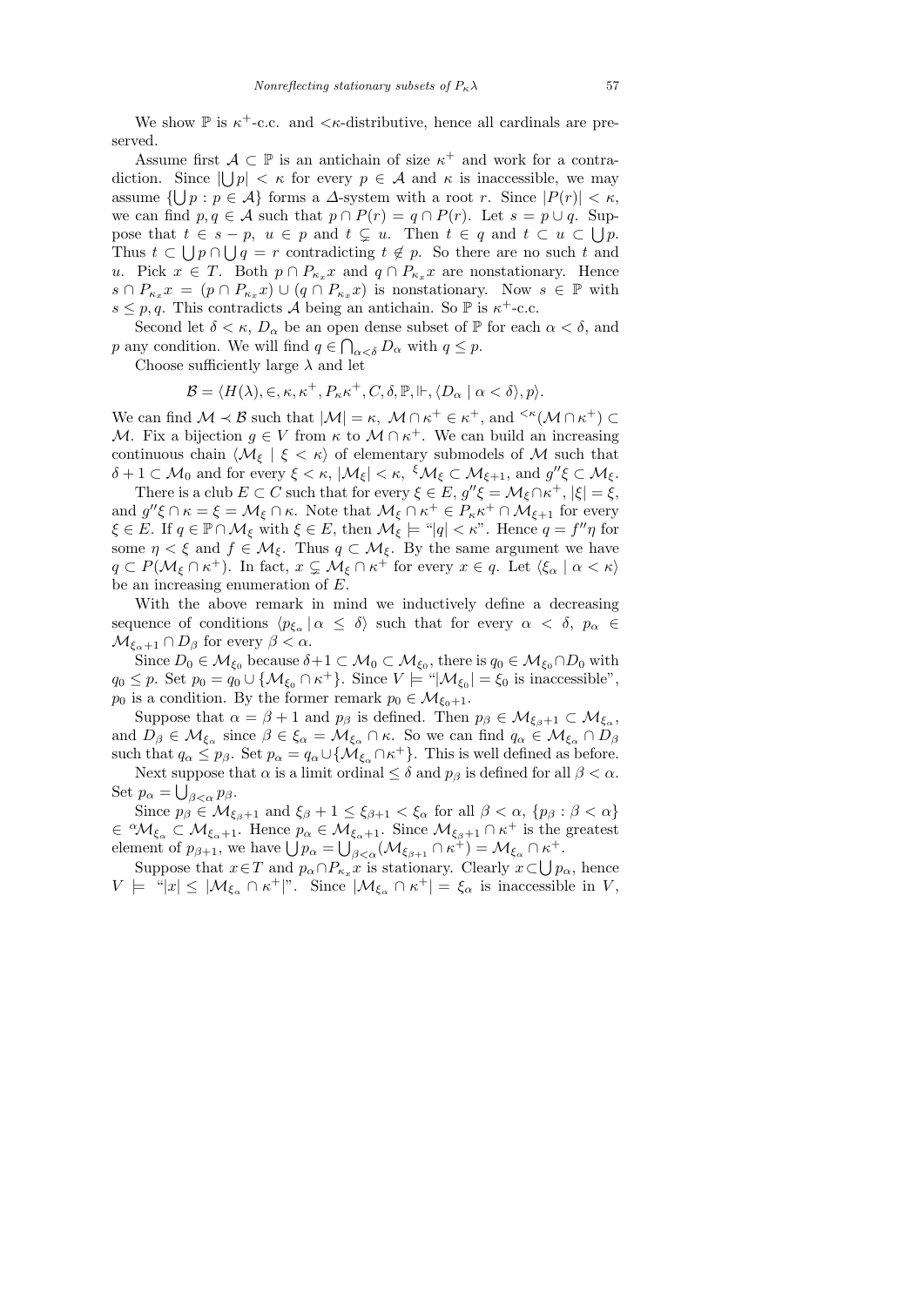We show $\mathbb{P}$ is $\kappa^+$-c.c. and $<\kappa$-distributive, hence all cardinals are preserved.

Assume first $\mathcal{A} \subset \mathbb{P}$ is an antichain of size $\kappa^+$ and work for a contradiction. Since $|\bigcup p| < \kappa$ for every $p \in \mathcal{A}$ and $\kappa$ is inaccessible, we may assume $\{\bigcup p : p \in \mathcal{A}\}$ forms a $\Delta$-system with a root $r$. Since $|P(r)| < \kappa$, we can find $p, q \in \mathcal{A}$ such that $p \cap P(r) = q \cap P(r)$. Let $s = p \cup q$. Suppose that $t \in s - p$, $u \in p$ and $t \subsetneq u$. Then $t \in q$ and $t \subset u \subset \bigcup p$. Thus $t \subset \bigcup p \cap \bigcup q = r$ contradicting $t \notin p$. So there are no such $t$ and $u$. Pick $x \in T$. Both $p \cap P_{\kappa_x} x$ and $q \cap P_{\kappa_x} x$ are nonstationary. Hence $s \cap P_{\kappa_x} x = (p \cap P_{\kappa_x} x) \cup (q \cap P_{\kappa_x} x)$ is nonstationary. Now $s \in \mathbb{P}$ with $s \le p, q$. This contradicts $\mathcal{A}$ being an antichain. So $\mathbb{P}$ is $\kappa^+$-c.c.

Second let $\delta < \kappa$, $D_\alpha$ be an open dense subset of $\mathbb{P}$ for each $\alpha < \delta$, and $p$ any condition. We will find $q \in \bigcap_{\alpha<\delta} D_\alpha$ with $q \le p$.

Choose sufficiently large $\lambda$ and let

$$\mathcal{B} = \langle H(\lambda), \in, \kappa, \kappa^+, P_\kappa \kappa^+, C, \delta, \mathbb{P}, \Vdash, \langle D_\alpha \mid \alpha < \delta \rangle, p \rangle.$$

We can find $\mathcal{M} \prec \mathcal{B}$ such that $|\mathcal{M}| = \kappa$, $\mathcal{M} \cap \kappa^+ \in \kappa^+$, and ${}^{<\kappa}(\mathcal{M} \cap \kappa^+) \subset \mathcal{M}$. Fix a bijection $g \in V$ from $\kappa$ to $\mathcal{M} \cap \kappa^+$. We can build an increasing continuous chain $\langle \mathcal{M}_\xi \mid \xi < \kappa \rangle$ of elementary submodels of $\mathcal{M}$ such that $\delta + 1 \subset \mathcal{M}_0$ and for every $\xi < \kappa$, $|\mathcal{M}_\xi| < \kappa$, ${}^\xi \mathcal{M}_\xi \subset \mathcal{M}_{\xi+1}$, and $g''\xi \subset \mathcal{M}_\xi$.

There is a club $E \subset C$ such that for every $\xi \in E$, $g''\xi = \mathcal{M}_\xi \cap \kappa^+$, $|\xi| = \xi$, and $g''\xi \cap \kappa = \xi = \mathcal{M}_\xi \cap \kappa$. Note that $\mathcal{M}_\xi \cap \kappa^+ \in P_\kappa \kappa^+ \cap \mathcal{M}_{\xi+1}$ for every $\xi \in E$. If $q \in \mathbb{P} \cap \mathcal{M}_\xi$ with $\xi \in E$, then $\mathcal{M}_\xi \models$ "$|q| < \kappa$". Hence $q = f''\eta$ for some $\eta < \xi$ and $f \in \mathcal{M}_\xi$. Thus $q \subset \mathcal{M}_\xi$. By the same argument we have $q \subset P(\mathcal{M}_\xi \cap \kappa^+)$. In fact, $x \subsetneq \mathcal{M}_\xi \cap \kappa^+$ for every $x \in q$. Let $\langle \xi_\alpha \mid \alpha < \kappa \rangle$ be an increasing enumeration of $E$.

With the above remark in mind we inductively define a decreasing sequence of conditions $\langle p_{\xi_\alpha} \mid \alpha \le \delta \rangle$ such that for every $\alpha < \delta$, $p_\alpha \in \mathcal{M}_{\xi_\alpha + 1} \cap D_\beta$ for every $\beta < \alpha$.

Since $D_0 \in \mathcal{M}_{\xi_0}$ because $\delta + 1 \subset \mathcal{M}_0 \subset \mathcal{M}_{\xi_0}$, there is $q_0 \in \mathcal{M}_{\xi_0} \cap D_0$ with $q_0 \le p$. Set $p_0 = q_0 \cup \{\mathcal{M}_{\xi_0} \cap \kappa^+\}$. Since $V \models$ "$|\mathcal{M}_{\xi_0}| = \xi_0$ is inaccessible", $p_0$ is a condition. By the former remark $p_0 \in \mathcal{M}_{\xi_0 + 1}$.

Suppose that $\alpha = \beta + 1$ and $p_\beta$ is defined. Then $p_\beta \in \mathcal{M}_{\xi_\beta + 1} \subset \mathcal{M}_{\xi_\alpha}$, and $D_\beta \in \mathcal{M}_{\xi_\alpha}$ since $\beta \in \xi_\alpha = \mathcal{M}_{\xi_\alpha} \cap \kappa$. So we can find $q_\alpha \in \mathcal{M}_{\xi_\alpha} \cap D_\beta$ such that $q_\alpha \le p_\beta$. Set $p_\alpha = q_\alpha \cup \{\mathcal{M}_{\xi_\alpha} \cap \kappa^+\}$. This is well defined as before.

Next suppose that $\alpha$ is a limit ordinal $\le \delta$ and $p_\beta$ is defined for all $\beta < \alpha$. Set $p_\alpha = \bigcup_{\beta<\alpha} p_\beta$.

Since $p_\beta \in \mathcal{M}_{\xi_\beta + 1}$ and $\xi_\beta + 1 \le \xi_{\beta+1} < \xi_\alpha$ for all $\beta < \alpha$, $\{p_\beta : \beta < \alpha\} \in {}^\alpha \mathcal{M}_{\xi_\alpha} \subset \mathcal{M}_{\xi_\alpha + 1}$. Hence $p_\alpha \in \mathcal{M}_{\xi_\alpha + 1}$. Since $\mathcal{M}_{\xi_{\beta+1}} \cap \kappa^+$ is the greatest element of $p_{\beta+1}$, we have $\bigcup p_\alpha = \bigcup_{\beta<\alpha} (\mathcal{M}_{\xi_{\beta+1}} \cap \kappa^+) = \mathcal{M}_{\xi_\alpha} \cap \kappa^+$.

Suppose that $x \in T$ and $p_\alpha \cap P_{\kappa_x} x$ is stationary. Clearly $x \subset \bigcup p_\alpha$, hence $V \models$ "$|x| \le |\mathcal{M}_{\xi_\alpha} \cap \kappa^+|$". Since $|\mathcal{M}_{\xi_\alpha} \cap \kappa^+| = \xi_\alpha$ is inaccessible in $V$,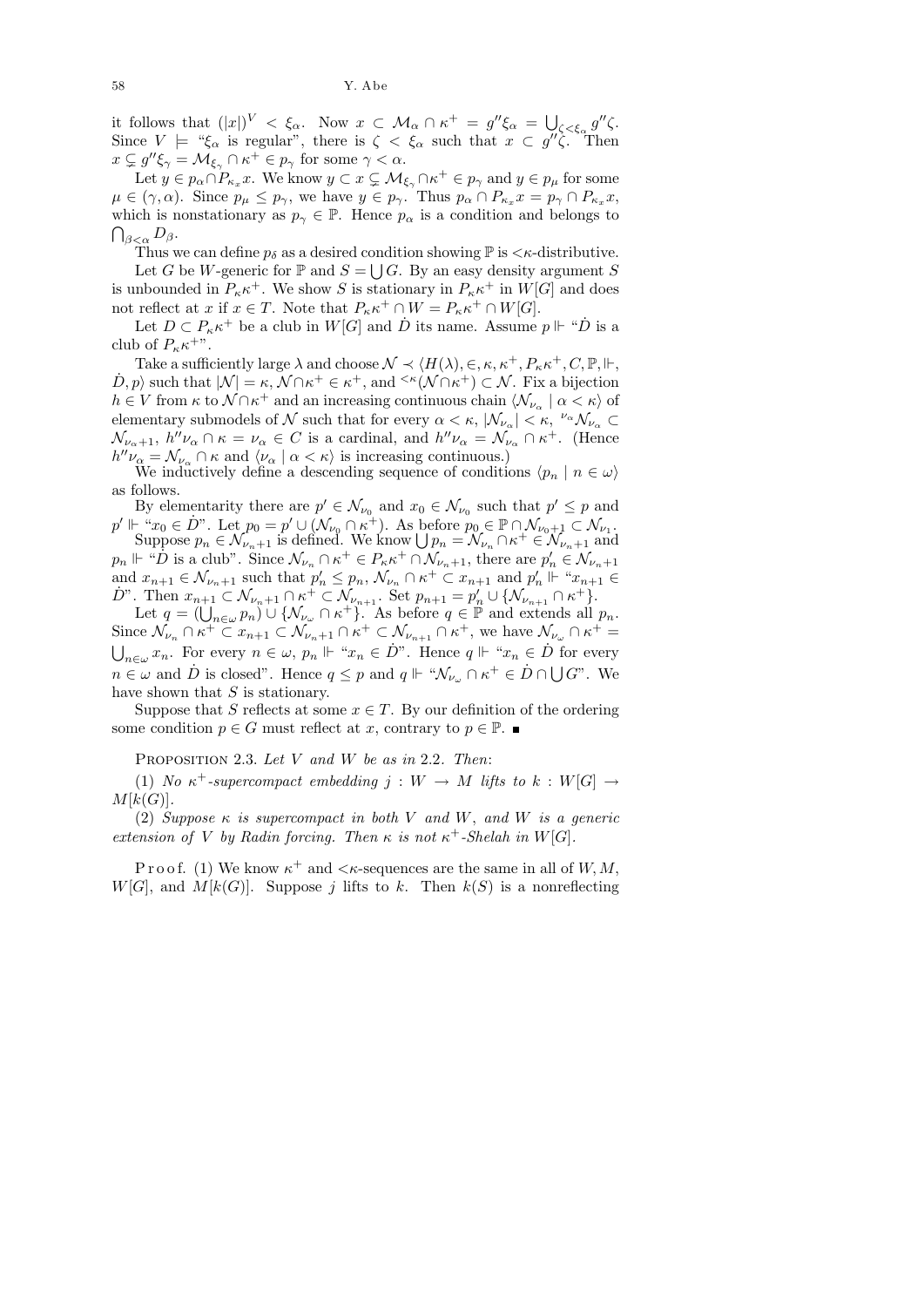it follows that $(|x|)^V < \xi_\alpha$. Now $x \subset \mathcal{M}_\alpha \cap \kappa^+ = g''\xi_\alpha = \bigcup_{\zeta<\xi_\alpha} g''\zeta$. Since $V \models$ "$\xi_\alpha$ is regular", there is $\zeta < \xi_\alpha$ such that $x \subset g''\zeta$. Then $x \subsetneq g''\xi_\gamma = \mathcal{M}_{\xi_\gamma} \cap \kappa^+ \in p_\gamma$ for some $\gamma < \alpha$.

Let $y \in p_\alpha \cap P_{\kappa_x} x$. We know $y \subset x \subsetneq \mathcal{M}_{\xi_\gamma} \cap \kappa^+ \in p_\gamma$ and $y \in p_\mu$ for some $\mu \in (\gamma, \alpha)$. Since $p_\mu \le p_\gamma$, we have $y \in p_\gamma$. Thus $p_\alpha \cap P_{\kappa_x} x = p_\gamma \cap P_{\kappa_x} x$, which is nonstationary as $p_\gamma \in \mathbb{P}$. Hence $p_\alpha$ is a condition and belongs to $\bigcap_{\beta<\alpha} D_\beta$.

Thus we can define $p_\delta$ as a desired condition showing $\mathbb{P}$ is $<\kappa$-distributive.

Let $G$ be $W$-generic for $\mathbb{P}$ and $S = \bigcup G$. By an easy density argument $S$ is unbounded in $P_\kappa \kappa^+$. We show $S$ is stationary in $P_\kappa\kappa^+$ in $W[G]$ and does not reflect at $x$ if $x \in T$. Note that $P_\kappa\kappa^+ \cap W = P_\kappa\kappa^+ \cap W[G]$.

Let $D \subset P_\kappa\kappa^+$ be a club in $W[G]$ and $\dot{D}$ its name. Assume $p \Vdash$ "$\dot{D}$ is a club of $P_\kappa\kappa^+$".

Take a sufficiently large $\lambda$ and choose $\mathcal{N} \prec \langle H(\lambda), \in, \kappa, \kappa^+, P_\kappa\kappa^+, C, \mathbb{P}, \Vdash, \dot{D}, p\rangle$ such that $|\mathcal{N}| = \kappa$, $\mathcal{N} \cap \kappa^+ \in \kappa^+$, and ${}^{<\kappa}(\mathcal{N} \cap \kappa^+) \subset \mathcal{N}$. Fix a bijection $h \in V$ from $\kappa$ to $\mathcal{N} \cap \kappa^+$ and an increasing continuous chain $\langle \mathcal{N}_{\nu_\alpha} \mid \alpha < \kappa\rangle$ of elementary submodels of $\mathcal{N}$ such that for every $\alpha < \kappa$, $|\mathcal{N}_{\nu_\alpha}| < \kappa$, ${}^{\nu_\alpha}\mathcal{N}_{\nu_\alpha} \subset \mathcal{N}_{\nu_\alpha+1}$, $h''\nu_\alpha \cap \kappa = \nu_\alpha \in C$ is a cardinal, and $h''\nu_\alpha = \mathcal{N}_{\nu_\alpha} \cap \kappa^+$. (Hence $h''\nu_\alpha = \mathcal{N}_{\nu_\alpha} \cap \kappa$ and $\langle \nu_\alpha \mid \alpha < \kappa\rangle$ is increasing continuous.)

We inductively define a descending sequence of conditions $\langle p_n \mid n \in \omega\rangle$ as follows.

By elementarity there are $p' \in \mathcal{N}_{\nu_0}$ and $x_0 \in \mathcal{N}_{\nu_0}$ such that $p' \le p$ and $p' \Vdash$ "$x_0 \in \dot{D}$". Let $p_0 = p' \cup (\mathcal{N}_{\nu_0} \cap \kappa^+)$. As before $p_0 \in \mathbb{P} \cap \mathcal{N}_{\nu_0+1} \subset \mathcal{N}_{\nu_1}$.

Suppose $p_n \in \mathcal{N}_{\nu_n+1}$ is defined. We know $\bigcup p_n = \mathcal{N}_{\nu_n} \cap \kappa^+ \in \mathcal{N}_{\nu_n+1}$ and $p_n \Vdash$ "$\dot{D}$ is a club". Since $\mathcal{N}_{\nu_n} \cap \kappa^+ \in P_\kappa\kappa^+ \cap \mathcal{N}_{\nu_n+1}$, there are $p'_n \in \mathcal{N}_{\nu_n+1}$ and $x_{n+1} \in \mathcal{N}_{\nu_n+1}$ such that $p'_n \le p_n$, $\mathcal{N}_{\nu_n} \cap \kappa^+ \subset x_{n+1}$ and $p'_n \Vdash$ "$x_{n+1} \in \dot{D}$". Then $x_{n+1} \subset \mathcal{N}_{\nu_n+1} \cap \kappa^+ \subset \mathcal{N}_{\nu_{n+1}}$. Set $p_{n+1} = p'_n \cup \{\mathcal{N}_{\nu_{n+1}} \cap \kappa^+\}$.

Let $q = (\bigcup_{n\in\omega} p_n) \cup \{\mathcal{N}_{\nu_\omega} \cap \kappa^+\}$. As before $q \in \mathbb{P}$ and extends all $p_n$. Since $\mathcal{N}_{\nu_n} \cap \kappa^+ \subset x_{n+1} \subset \mathcal{N}_{\nu_n+1} \cap \kappa^+ \subset \mathcal{N}_{\nu_{n+1}} \cap \kappa^+$, we have $\mathcal{N}_{\nu_\omega} \cap \kappa^+ = \bigcup_{n\in\omega} x_n$. For every $n \in \omega$, $p_n \Vdash$ "$x_n \in \dot{D}$". Hence $q \Vdash$ "$x_n \in \dot{D}$ for every $n \in \omega$ and $\dot{D}$ is closed". Hence $q \le p$ and $q \Vdash$ "$\mathcal{N}_{\nu_\omega} \cap \kappa^+ \in \dot{D} \cap \bigcup G$". We have shown that $S$ is stationary.

Suppose that $S$ reflects at some $x \in T$. By our definition of the ordering some condition $p \in G$ must reflect at $x$, contrary to $p \in \mathbb{P}$. ∎

Proposition 2.3. *Let $V$ and $W$ be as in* 2.2. *Then*:

(1) *No $\kappa^+$-supercompact embedding $j : W \to M$ lifts to $k : W[G] \to M[k(G)]$.*

(2) *Suppose $\kappa$ is supercompact in both $V$ and $W$, and $W$ is a generic extension of $V$ by Radin forcing. Then $\kappa$ is not $\kappa^+$-Shelah in $W[G]$.*

Proof. (1) We know $\kappa^+$ and $<\kappa$-sequences are the same in all of $W, M$, $W[G]$, and $M[k(G)]$. Suppose $j$ lifts to $k$. Then $k(S)$ is a nonreflecting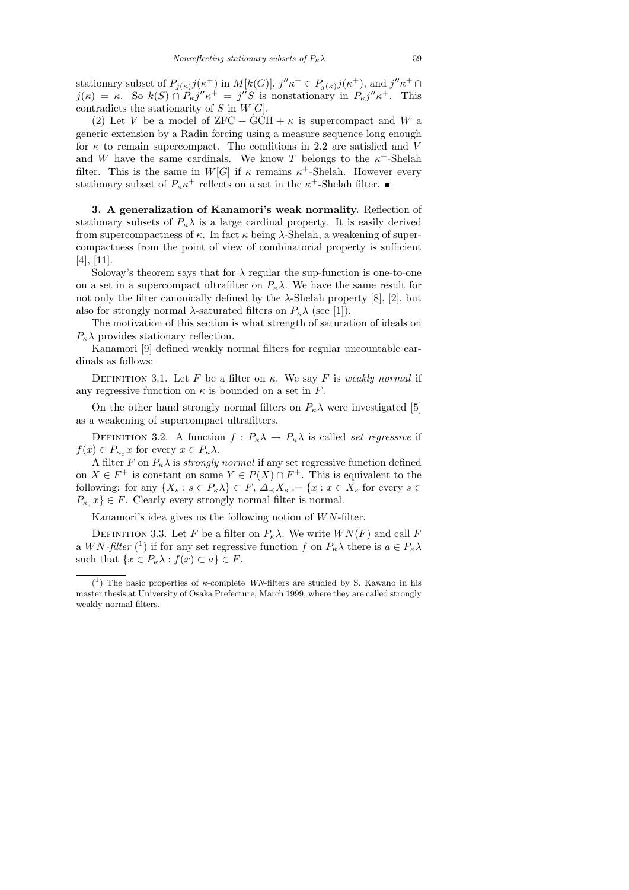stationary subset of $P_{j(\kappa)}j(\kappa^+)$ in $M[k(G)]$, $j''\kappa^+ \in P_{j(\kappa)}j(\kappa^+)$, and $j''\kappa^+ \cap j(\kappa) = \kappa$. So $k(S) \cap P_\kappa j''\kappa^+ = j''S$ is nonstationary in $P_\kappa j''\kappa^+$. This contradicts the stationarity of $S$ in $W[G]$.

(2) Let $V$ be a model of ZFC + GCH + $\kappa$ is supercompact and $W$ a generic extension by a Radin forcing using a measure sequence long enough for $\kappa$ to remain supercompact. The conditions in 2.2 are satisfied and $V$ and $W$ have the same cardinals. We know $T$ belongs to the $\kappa^+$-Shelah filter. This is the same in $W[G]$ if $\kappa$ remains $\kappa^+$-Shelah. However every stationary subset of $P_\kappa\kappa^+$ reflects on a set in the $\kappa^+$-Shelah filter. ∎

**3. A generalization of Kanamori's weak normality.** Reflection of stationary subsets of $P_\kappa\lambda$ is a large cardinal property. It is easily derived from supercompactness of $\kappa$. In fact $\kappa$ being $\lambda$-Shelah, a weakening of supercompactness from the point of view of combinatorial property is sufficient [4], [11].

Solovay's theorem says that for $\lambda$ regular the sup-function is one-to-one on a set in a supercompact ultrafilter on $P_\kappa\lambda$. We have the same result for not only the filter canonically defined by the $\lambda$-Shelah property [8], [2], but also for strongly normal $\lambda$-saturated filters on $P_\kappa\lambda$ (see [1]).

The motivation of this section is what strength of saturation of ideals on $P_\kappa\lambda$ provides stationary reflection.

Kanamori [9] defined weakly normal filters for regular uncountable cardinals as follows:

Definition 3.1. Let $F$ be a filter on $\kappa$. We say $F$ is *weakly normal* if any regressive function on $\kappa$ is bounded on a set in $F$.

On the other hand strongly normal filters on $P_\kappa\lambda$ were investigated [5] as a weakening of supercompact ultrafilters.

Definition 3.2. A function $f : P_\kappa\lambda \to P_\kappa\lambda$ is called *set regressive* if $f(x) \in P_{\kappa_x} x$ for every $x \in P_\kappa\lambda$.

A filter $F$ on $P_\kappa\lambda$ is *strongly normal* if any set regressive function defined on $X \in F^+$ is constant on some $Y \in P(X) \cap F^+$. This is equivalent to the following: for any $\{X_s : s \in P_\kappa\lambda\} \subset F$, $\Delta_{\prec} X_s := \{x : x \in X_s \text{ for every } s \in P_{\kappa_x} x\} \in F$. Clearly every strongly normal filter is normal.

Kanamori's idea gives us the following notion of $WN$-filter.

Definition 3.3. Let $F$ be a filter on $P_\kappa\lambda$. We write $WN(F)$ and call $F$ a *$WN$-filter* [1] if for any set regressive function $f$ on $P_\kappa\lambda$ there is $a \in P_\kappa\lambda$ such that $\{x \in P_\kappa\lambda : f(x) \subset a\} \in F$.

---

[1] The basic properties of $\kappa$-complete *WN*-filters are studied by S. Kawano in his master thesis at University of Osaka Prefecture, March 1999, where they are called strongly weakly normal filters.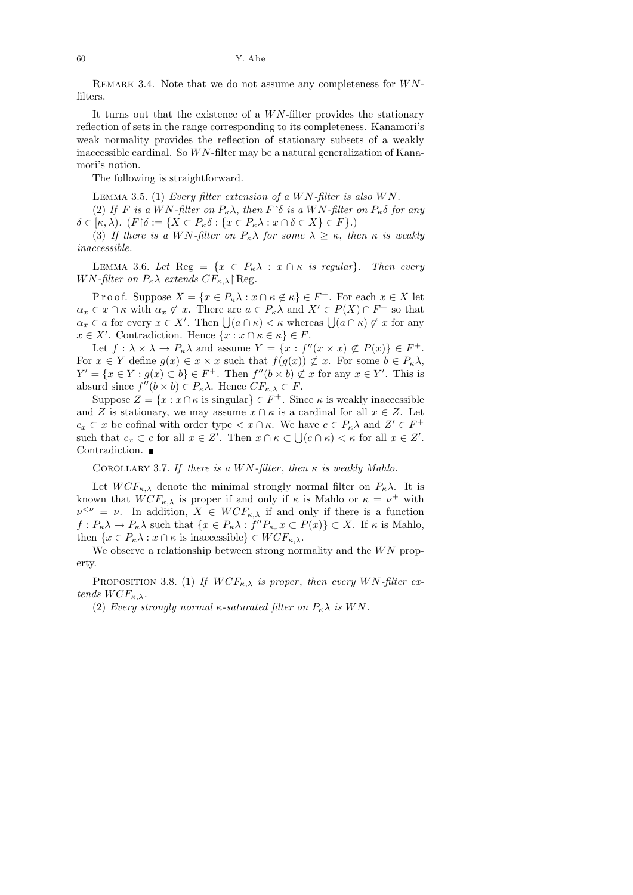Remark 3.4. Note that we do not assume any completeness for $WN$-filters.

It turns out that the existence of a $WN$-filter provides the stationary reflection of sets in the range corresponding to its completeness. Kanamori's weak normality provides the reflection of stationary subsets of a weakly inaccessible cardinal. So $WN$-filter may be a natural generalization of Kanamori's notion.

The following is straightforward.

Lemma 3.5. (1) *Every filter extension of a $WN$-filter is also $WN$.*

(2) *If $F$ is a $WN$-filter on $P_\kappa\lambda$, then $F{\restriction}\delta$ is a $WN$-filter on $P_\kappa\delta$ for any $\delta \in [\kappa, \lambda)$.* ($F{\restriction}\delta := \{X \subset P_\kappa\delta : \{x \in P_\kappa\lambda : x \cap \delta \in X\} \in F\}$.)

(3) *If there is a $WN$-filter on $P_\kappa\lambda$ for some $\lambda \geq \kappa$, then $\kappa$ is weakly inaccessible.*

Lemma 3.6. *Let* $\mathrm{Reg} = \{x \in P_\kappa\lambda : x \cap \kappa \text{ is regular}\}$. *Then every $WN$-filter on $P_\kappa\lambda$ extends $CF_{\kappa,\lambda}{\restriction}\mathrm{Reg}$.*

Proof. Suppose $X = \{x \in P_\kappa\lambda : x \cap \kappa \notin \kappa\} \in F^+$. For each $x \in X$ let $\alpha_x \in x \cap \kappa$ with $\alpha_x \not\subset x$. There are $a \in P_\kappa\lambda$ and $X' \in P(X) \cap F^+$ so that $\alpha_x \in a$ for every $x \in X'$. Then $\bigcup(a \cap \kappa) < \kappa$ whereas $\bigcup(a \cap \kappa) \not\subset x$ for any $x \in X'$. Contradiction. Hence $\{x : x \cap \kappa \in \kappa\} \in F$.

Let $f : \lambda \times \lambda \to P_\kappa\lambda$ and assume $Y = \{x : f''(x \times x) \not\subset P(x)\} \in F^+$. For $x \in Y$ define $g(x) \in x \times x$ such that $f(g(x)) \not\subset x$. For some $b \in P_\kappa\lambda$, $Y' = \{x \in Y : g(x) \subset b\} \in F^+$. Then $f''(b \times b) \not\subset x$ for any $x \in Y'$. This is absurd since $f''(b \times b) \in P_\kappa\lambda$. Hence $CF_{\kappa,\lambda} \subset F$.

Suppose $Z = \{x : x \cap \kappa \text{ is singular}\} \in F^+$. Since $\kappa$ is weakly inaccessible and $Z$ is stationary, we may assume $x \cap \kappa$ is a cardinal for all $x \in Z$. Let $c_x \subset x$ be cofinal with order type $< x \cap \kappa$. We have $c \in P_\kappa\lambda$ and $Z' \in F^+$ such that $c_x \subset c$ for all $x \in Z'$. Then $x \cap \kappa \subset \bigcup(c \cap \kappa) < \kappa$ for all $x \in Z'$. Contradiction. ■

Corollary 3.7. *If there is a $WN$-filter, then $\kappa$ is weakly Mahlo.*

Let $WCF_{\kappa,\lambda}$ denote the minimal strongly normal filter on $P_\kappa\lambda$. It is known that $WCF_{\kappa,\lambda}$ is proper if and only if $\kappa$ is Mahlo or $\kappa = \nu^+$ with $\nu^{<\nu} = \nu$. In addition, $X \in WCF_{\kappa,\lambda}$ if and only if there is a function $f : P_\kappa\lambda \to P_\kappa\lambda$ such that $\{x \in P_\kappa\lambda : f''P_{\kappa_x}x \subset P(x)\} \subset X$. If $\kappa$ is Mahlo, then $\{x \in P_\kappa\lambda : x \cap \kappa \text{ is inaccessible}\} \in WCF_{\kappa,\lambda}$.

We observe a relationship between strong normality and the $WN$ property.

Proposition 3.8. (1) *If $WCF_{\kappa,\lambda}$ is proper, then every $WN$-filter extends $WCF_{\kappa,\lambda}$.*

(2) *Every strongly normal $\kappa$-saturated filter on $P_\kappa\lambda$ is $WN$.*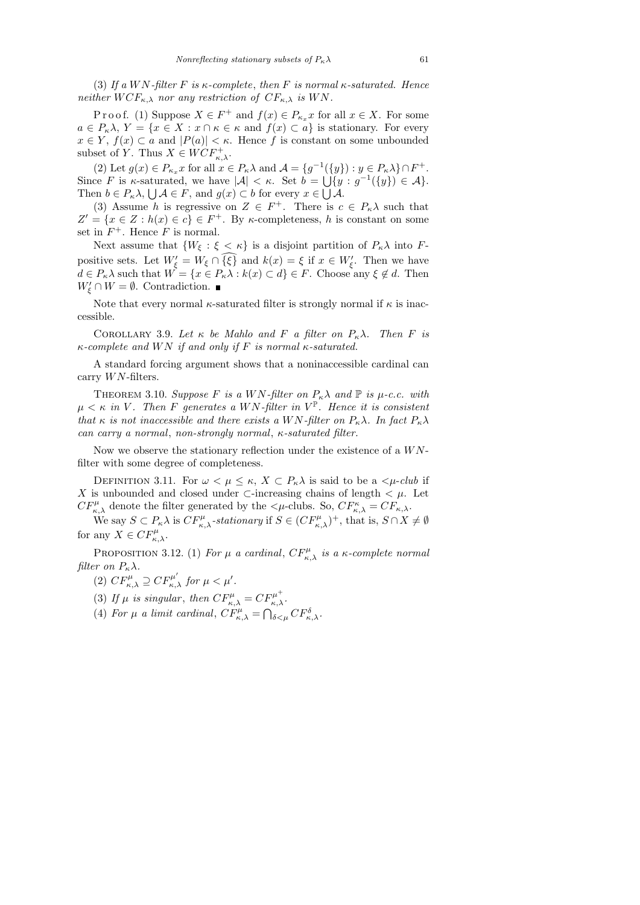(3) *If a $WN$-filter $F$ is $\kappa$-complete, then $F$ is normal $\kappa$-saturated. Hence neither $WCF_{\kappa,\lambda}$ nor any restriction of $CF_{\kappa,\lambda}$ is $WN$.*

Proof. (1) Suppose $X \in F^+$ and $f(x) \in P_{\kappa_x} x$ for all $x \in X$. For some $a \in P_\kappa\lambda$, $Y = \{x \in X : x \cap \kappa \in \kappa \text{ and } f(x) \subset a\}$ is stationary. For every $x \in Y$, $f(x) \subset a$ and $|P(a)| < \kappa$. Hence $f$ is constant on some unbounded subset of $Y$. Thus $X \in WCF^+_{\kappa,\lambda}$.

(2) Let $g(x) \in P_{\kappa_x} x$ for all $x \in P_\kappa\lambda$ and $\mathcal{A} = \{g^{-1}(\{y\}) : y \in P_\kappa\lambda\} \cap F^+$. Since $F$ is $\kappa$-saturated, we have $|\mathcal{A}| < \kappa$. Set $b = \bigcup\{y : g^{-1}(\{y\}) \in \mathcal{A}\}$. Then $b \in P_\kappa\lambda$, $\bigcup \mathcal{A} \in F$, and $g(x) \subset b$ for every $x \in \bigcup \mathcal{A}$.

(3) Assume $h$ is regressive on $Z \in F^+$. There is $c \in P_\kappa\lambda$ such that $Z' = \{x \in Z : h(x) \in c\} \in F^+$. By $\kappa$-completeness, $h$ is constant on some set in $F^+$. Hence $F$ is normal.

Next assume that $\{W_\xi : \xi < \kappa\}$ is a disjoint partition of $P_\kappa\lambda$ into $F$-positive sets. Let $W'_\xi = W_\xi \cap \widehat{\{\xi\}}$ and $k(x) = \xi$ if $x \in W'_\xi$. Then we have $d \in P_\kappa\lambda$ such that $W = \{x \in P_\kappa\lambda : k(x) \subset d\} \in F$. Choose any $\xi \notin d$. Then $W'_\xi \cap W = \emptyset$. Contradiction. ∎

Note that every normal $\kappa$-saturated filter is strongly normal if $\kappa$ is inaccessible.

Corollary 3.9. *Let $\kappa$ be Mahlo and $F$ a filter on $P_\kappa\lambda$. Then $F$ is $\kappa$-complete and $WN$ if and only if $F$ is normal $\kappa$-saturated.*

A standard forcing argument shows that a noninaccessible cardinal can carry $WN$-filters.

Theorem 3.10. *Suppose $F$ is a $WN$-filter on $P_\kappa\lambda$ and $\mathbb{P}$ is $\mu$-c.c. with $\mu < \kappa$ in $V$. Then $F$ generates a $WN$-filter in $V^{\mathbb{P}}$. Hence it is consistent that $\kappa$ is not inaccessible and there exists a $WN$-filter on $P_\kappa\lambda$. In fact $P_\kappa\lambda$ can carry a normal, non-strongly normal, $\kappa$-saturated filter.*

Now we observe the stationary reflection under the existence of a $WN$-filter with some degree of completeness.

Definition 3.11. For $\omega < \mu \le \kappa$, $X \subset P_\kappa\lambda$ is said to be a *$<\mu$-club* if $X$ is unbounded and closed under $\subset$-increasing chains of length $< \mu$. Let $CF^\mu_{\kappa,\lambda}$ denote the filter generated by the $<\mu$-clubs. So, $CF^\kappa_{\kappa,\lambda} = CF_{\kappa,\lambda}$.

We say $S \subset P_\kappa\lambda$ is *$CF^\mu_{\kappa,\lambda}$-stationary* if $S \in (CF^\mu_{\kappa,\lambda})^+$, that is, $S \cap X \neq \emptyset$ for any $X \in CF^\mu_{\kappa,\lambda}$.

Proposition 3.12. (1) *For $\mu$ a cardinal, $CF^\mu_{\kappa,\lambda}$ is a $\kappa$-complete normal filter on $P_\kappa\lambda$.*

(2) *$CF^\mu_{\kappa,\lambda} \supseteq CF^{\mu'}_{\kappa,\lambda}$ for $\mu < \mu'$.*

(3) *If $\mu$ is singular, then $CF^\mu_{\kappa,\lambda} = CF^{\mu^+}_{\kappa,\lambda}$.*

(4) *For $\mu$ a limit cardinal, $CF^\mu_{\kappa,\lambda} = \bigcap_{\delta<\mu} CF^\delta_{\kappa,\lambda}$.*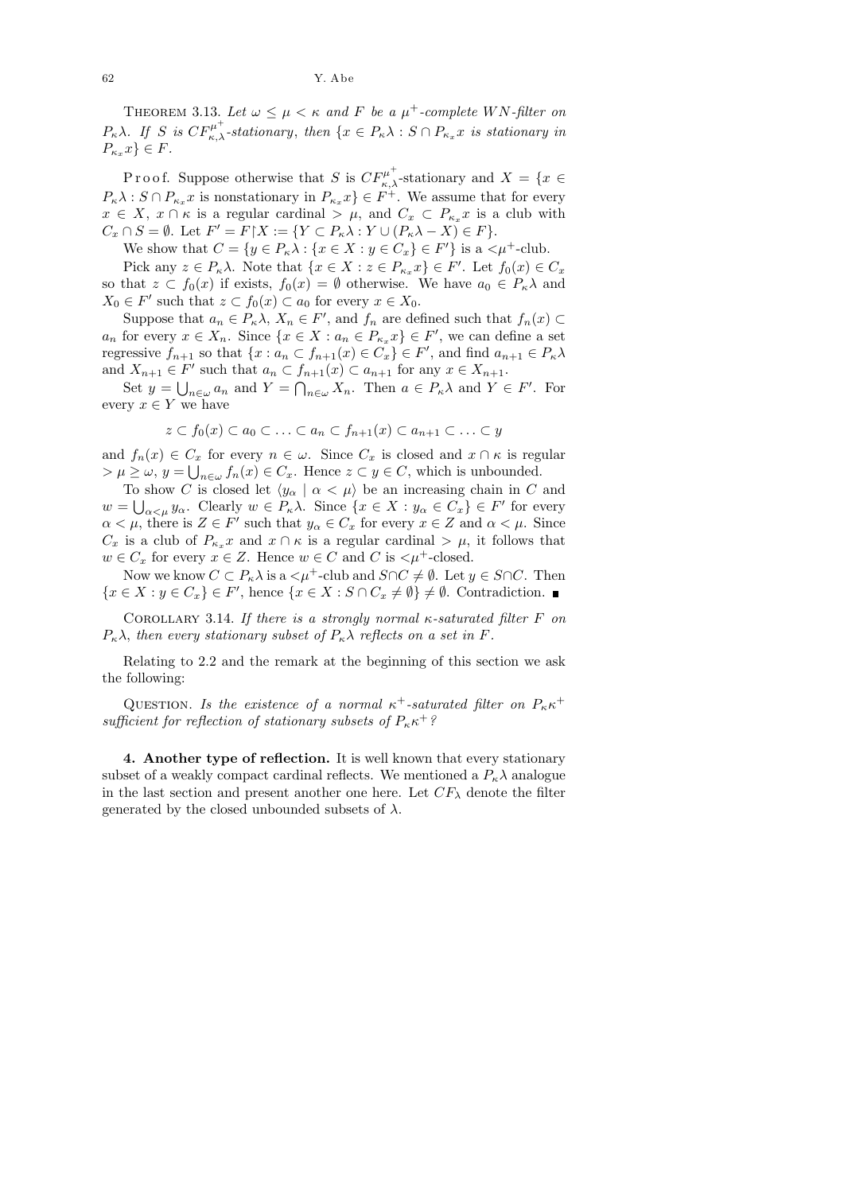THEOREM 3.13. *Let $\omega \leq \mu < \kappa$ and $F$ be a $\mu^+$-complete $WN$-filter on $P_\kappa\lambda$. If $S$ is $CF^{\mu^+}_{\kappa,\lambda}$-stationary, then $\{x \in P_\kappa\lambda : S \cap P_{\kappa_x}x$ is stationary in $P_{\kappa_x}x\} \in F$.*

Proof. Suppose otherwise that $S$ is $CF^{\mu^+}_{\kappa,\lambda}$-stationary and $X = \{x \in P_\kappa\lambda : S \cap P_{\kappa_x}x$ is nonstationary in $P_{\kappa_x}x\} \in F^+$. We assume that for every $x \in X$, $x \cap \kappa$ is a regular cardinal $> \mu$, and $C_x \subset P_{\kappa_x}x$ is a club with $C_x \cap S = \emptyset$. Let $F' = F{\restriction}X := \{Y \subset P_\kappa\lambda : Y \cup (P_\kappa\lambda - X) \in F\}$.

We show that $C = \{y \in P_\kappa\lambda : \{x \in X : y \in C_x\} \in F'\}$ is a $<\mu^+$-club.

Pick any $z \in P_\kappa\lambda$. Note that $\{x \in X : z \in P_{\kappa_x}x\} \in F'$. Let $f_0(x) \in C_x$ so that $z \subset f_0(x)$ if exists, $f_0(x) = \emptyset$ otherwise. We have $a_0 \in P_\kappa\lambda$ and $X_0 \in F'$ such that $z \subset f_0(x) \subset a_0$ for every $x \in X_0$.

Suppose that $a_n \in P_\kappa\lambda$, $X_n \in F'$, and $f_n$ are defined such that $f_n(x) \subset a_n$ for every $x \in X_n$. Since $\{x \in X : a_n \in P_{\kappa_x}x\} \in F'$, we can define a set regressive $f_{n+1}$ so that $\{x : a_n \subset f_{n+1}(x) \in C_x\} \in F'$, and find $a_{n+1} \in P_\kappa\lambda$ and $X_{n+1} \in F'$ such that $a_n \subset f_{n+1}(x) \subset a_{n+1}$ for any $x \in X_{n+1}$.

Set $y = \bigcup_{n\in\omega} a_n$ and $Y = \bigcap_{n\in\omega} X_n$. Then $a \in P_\kappa\lambda$ and $Y \in F'$. For every $x \in Y$ we have

$$z \subset f_0(x) \subset a_0 \subset \ldots \subset a_n \subset f_{n+1}(x) \subset a_{n+1} \subset \ldots \subset y$$

and $f_n(x) \in C_x$ for every $n \in \omega$. Since $C_x$ is closed and $x \cap \kappa$ is regular $> \mu \geq \omega$, $y = \bigcup_{n\in\omega} f_n(x) \in C_x$. Hence $z \subset y \in C$, which is unbounded.

To show $C$ is closed let $\langle y_\alpha \mid \alpha < \mu\rangle$ be an increasing chain in $C$ and $w = \bigcup_{\alpha<\mu} y_\alpha$. Clearly $w \in P_\kappa\lambda$. Since $\{x \in X : y_\alpha \in C_x\} \in F'$ for every $\alpha < \mu$, there is $Z \in F'$ such that $y_\alpha \in C_x$ for every $x \in Z$ and $\alpha < \mu$. Since $C_x$ is a club of $P_{\kappa_x}x$ and $x \cap \kappa$ is a regular cardinal $> \mu$, it follows that $w \in C_x$ for every $x \in Z$. Hence $w \in C$ and $C$ is $<\mu^+$-closed.

Now we know $C \subset P_\kappa\lambda$ is a $<\mu^+$-club and $S \cap C \neq \emptyset$. Let $y \in S \cap C$. Then $\{x \in X : y \in C_x\} \in F'$, hence $\{x \in X : S \cap C_x \neq \emptyset\} \neq \emptyset$. Contradiction. ∎

COROLLARY 3.14. *If there is a strongly normal $\kappa$-saturated filter $F$ on $P_\kappa\lambda$, then every stationary subset of $P_\kappa\lambda$ reflects on a set in $F$.*

Relating to 2.2 and the remark at the beginning of this section we ask the following:

QUESTION. *Is the existence of a normal $\kappa^+$-saturated filter on $P_\kappa\kappa^+$ sufficient for reflection of stationary subsets of $P_\kappa\kappa^+$?*

**4. Another type of reflection.** It is well known that every stationary subset of a weakly compact cardinal reflects. We mentioned a $P_\kappa\lambda$ analogue in the last section and present another one here. Let $CF_\lambda$ denote the filter generated by the closed unbounded subsets of $\lambda$.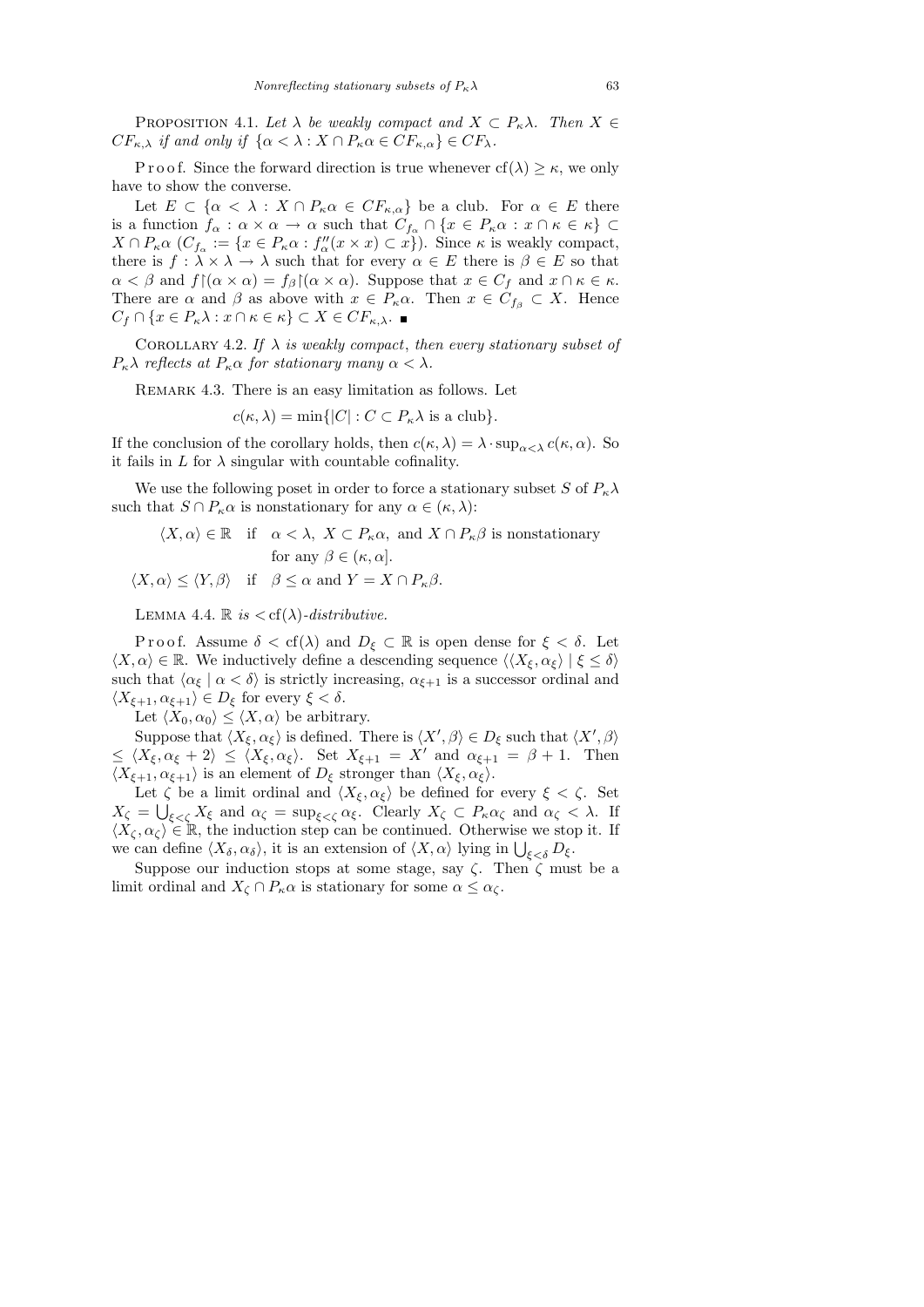Proposition 4.1. *Let $\lambda$ be weakly compact and $X \subset P_\kappa\lambda$. Then $X \in CF_{\kappa,\lambda}$ if and only if $\{\alpha < \lambda : X \cap P_\kappa\alpha \in CF_{\kappa,\alpha}\} \in CF_\lambda$.*

Proof. Since the forward direction is true whenever $\mathrm{cf}(\lambda) \geq \kappa$, we only have to show the converse.

Let $E \subset \{\alpha < \lambda : X \cap P_\kappa\alpha \in CF_{\kappa,\alpha}\}$ be a club. For $\alpha \in E$ there is a function $f_\alpha : \alpha \times \alpha \to \alpha$ such that $C_{f_\alpha} \cap \{x \in P_\kappa\alpha : x \cap \kappa \in \kappa\} \subset X \cap P_\kappa\alpha$ ($C_{f_\alpha} := \{x \in P_\kappa\alpha : f''_\alpha(x \times x) \subset x\}$). Since $\kappa$ is weakly compact, there is $f : \lambda \times \lambda \to \lambda$ such that for every $\alpha \in E$ there is $\beta \in E$ so that $\alpha < \beta$ and $f{\restriction}(\alpha \times \alpha) = f_\beta{\restriction}(\alpha \times \alpha)$. Suppose that $x \in C_f$ and $x \cap \kappa \in \kappa$. There are $\alpha$ and $\beta$ as above with $x \in P_\kappa\alpha$. Then $x \in C_{f_\beta} \subset X$. Hence $C_f \cap \{x \in P_\kappa\lambda : x \cap \kappa \in \kappa\} \subset X \in CF_{\kappa,\lambda}$. ∎

Corollary 4.2. *If $\lambda$ is weakly compact, then every stationary subset of $P_\kappa\lambda$ reflects at $P_\kappa\alpha$ for stationary many $\alpha < \lambda$.*

Remark 4.3. There is an easy limitation as follows. Let

$$c(\kappa, \lambda) = \min\{|C| : C \subset P_\kappa\lambda \text{ is a club}\}.$$

If the conclusion of the corollary holds, then $c(\kappa, \lambda) = \lambda \cdot \sup_{\alpha<\lambda} c(\kappa, \alpha)$. So it fails in $L$ for $\lambda$ singular with countable cofinality.

We use the following poset in order to force a stationary subset $S$ of $P_\kappa\lambda$ such that $S \cap P_\kappa\alpha$ is nonstationary for any $\alpha \in (\kappa, \lambda)$:

$$\langle X, \alpha\rangle \in \mathbb{R} \quad \text{if} \quad \alpha < \lambda,\ X \subset P_\kappa\alpha, \text{ and } X \cap P_\kappa\beta \text{ is nonstationary for any } \beta \in (\kappa, \alpha].$$

$$\langle X, \alpha\rangle \leq \langle Y, \beta\rangle \quad \text{if} \quad \beta \leq \alpha \text{ and } Y = X \cap P_\kappa\beta.$$

Lemma 4.4. *$\mathbb{R}$ is $< \mathrm{cf}(\lambda)$-distributive.*

Proof. Assume $\delta < \mathrm{cf}(\lambda)$ and $D_\xi \subset \mathbb{R}$ is open dense for $\xi < \delta$. Let $\langle X, \alpha\rangle \in \mathbb{R}$. We inductively define a descending sequence $\langle\langle X_\xi, \alpha_\xi\rangle \mid \xi \leq \delta\rangle$ such that $\langle \alpha_\xi \mid \alpha < \delta\rangle$ is strictly increasing, $\alpha_{\xi+1}$ is a successor ordinal and $\langle X_{\xi+1}, \alpha_{\xi+1}\rangle \in D_\xi$ for every $\xi < \delta$.

Let $\langle X_0, \alpha_0\rangle \leq \langle X, \alpha\rangle$ be arbitrary.

Suppose that $\langle X_\xi, \alpha_\xi\rangle$ is defined. There is $\langle X', \beta\rangle \in D_\xi$ such that $\langle X', \beta\rangle \leq \langle X_\xi, \alpha_\xi + 2\rangle \leq \langle X_\xi, \alpha_\xi\rangle$. Set $X_{\xi+1} = X'$ and $\alpha_{\xi+1} = \beta + 1$. Then $\langle X_{\xi+1}, \alpha_{\xi+1}\rangle$ is an element of $D_\xi$ stronger than $\langle X_\xi, \alpha_\xi\rangle$.

Let $\zeta$ be a limit ordinal and $\langle X_\xi, \alpha_\xi\rangle$ be defined for every $\xi < \zeta$. Set $X_\zeta = \bigcup_{\xi<\zeta} X_\xi$ and $\alpha_\zeta = \sup_{\xi<\zeta} \alpha_\xi$. Clearly $X_\zeta \subset P_\kappa\alpha_\zeta$ and $\alpha_\zeta < \lambda$. If $\langle X_\zeta, \alpha_\zeta\rangle \in \mathbb{R}$, the induction step can be continued. Otherwise we stop it. If we can define $\langle X_\delta, \alpha_\delta\rangle$, it is an extension of $\langle X, \alpha\rangle$ lying in $\bigcup_{\xi<\delta} D_\xi$.

Suppose our induction stops at some stage, say $\zeta$. Then $\zeta$ must be a limit ordinal and $X_\zeta \cap P_\kappa\alpha$ is stationary for some $\alpha \leq \alpha_\zeta$.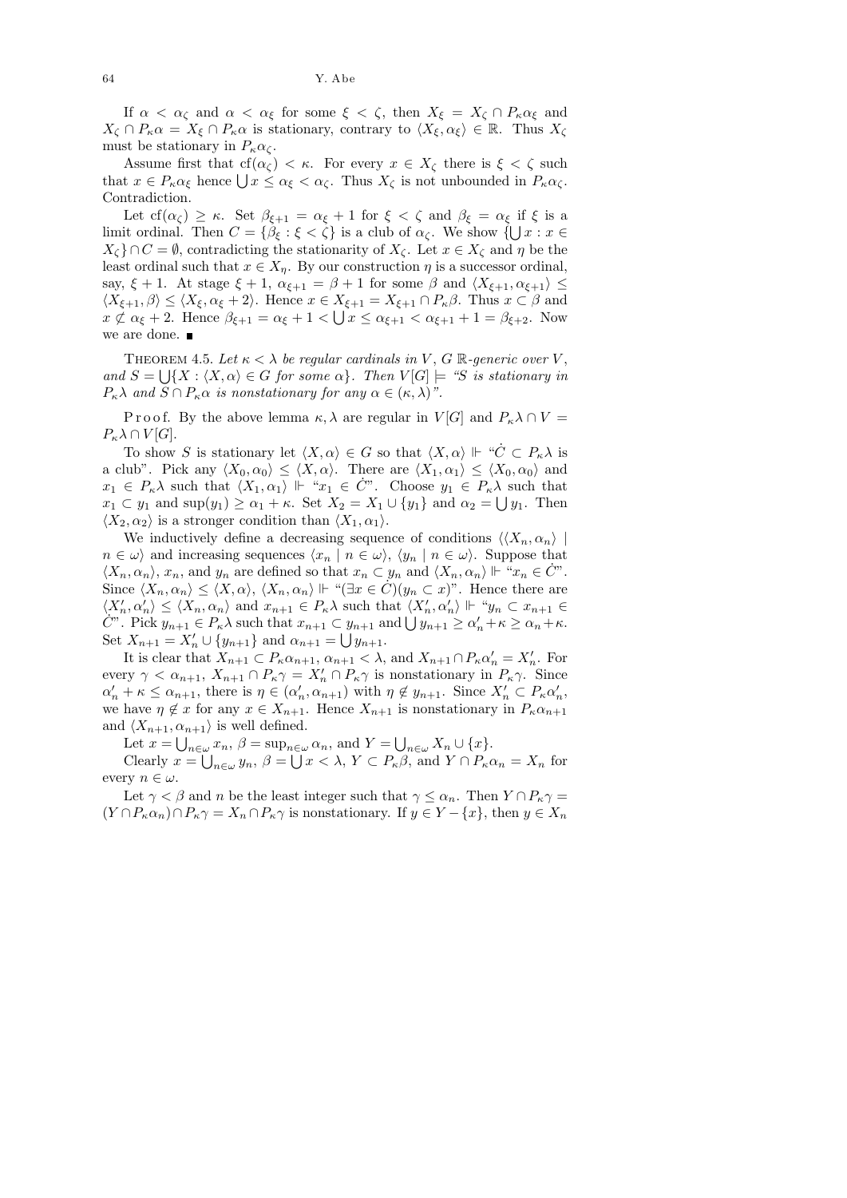If $\alpha < \alpha_\zeta$ and $\alpha < \alpha_\xi$ for some $\xi < \zeta$, then $X_\xi = X_\zeta \cap P_\kappa \alpha_\xi$ and $X_\zeta \cap P_\kappa \alpha = X_\xi \cap P_\kappa \alpha$ is stationary, contrary to $\langle X_\xi, \alpha_\xi \rangle \in \mathbb{R}$. Thus $X_\zeta$ must be stationary in $P_\kappa \alpha_\zeta$.

Assume first that $\mathrm{cf}(\alpha_\zeta) < \kappa$. For every $x \in X_\zeta$ there is $\xi < \zeta$ such that $x \in P_\kappa \alpha_\xi$ hence $\bigcup x \le \alpha_\xi < \alpha_\zeta$. Thus $X_\zeta$ is not unbounded in $P_\kappa \alpha_\zeta$. Contradiction.

Let $\mathrm{cf}(\alpha_\zeta) \ge \kappa$. Set $\beta_{\xi+1} = \alpha_\xi + 1$ for $\xi < \zeta$ and $\beta_\xi = \alpha_\xi$ if $\xi$ is a limit ordinal. Then $C = \{\beta_\xi : \xi < \zeta\}$ is a club of $\alpha_\zeta$. We show $\{\bigcup x : x \in X_\zeta\} \cap C = \emptyset$, contradicting the stationarity of $X_\zeta$. Let $x \in X_\zeta$ and $\eta$ be the least ordinal such that $x \in X_\eta$. By our construction $\eta$ is a successor ordinal, say, $\xi + 1$. At stage $\xi + 1$, $\alpha_{\xi+1} = \beta + 1$ for some $\beta$ and $\langle X_{\xi+1}, \alpha_{\xi+1} \rangle \le \langle X_{\xi+1}, \beta \rangle \le \langle X_\xi, \alpha_\xi + 2 \rangle$. Hence $x \in X_{\xi+1} = X_{\xi+1} \cap P_\kappa \beta$. Thus $x \subset \beta$ and $x \not\subset \alpha_\xi + 2$. Hence $\beta_{\xi+1} = \alpha_\xi + 1 < \bigcup x \le \alpha_{\xi+1} < \alpha_{\xi+1} + 1 = \beta_{\xi+2}$. Now we are done. ∎

**Theorem 4.5.** *Let $\kappa < \lambda$ be regular cardinals in $V$, $G$ $\mathbb{R}$-generic over $V$, and $S = \bigcup \{X : \langle X, \alpha \rangle \in G$ for some $\alpha\}$. Then $V[G] \models$ "$S$ is stationary in $P_\kappa \lambda$ and $S \cap P_\kappa \alpha$ is nonstationary for any $\alpha \in (\kappa, \lambda)$".*

Proof. By the above lemma $\kappa, \lambda$ are regular in $V[G]$ and $P_\kappa \lambda \cap V = P_\kappa \lambda \cap V[G]$.

To show $S$ is stationary let $\langle X, \alpha \rangle \in G$ so that $\langle X, \alpha \rangle \Vdash$ "$\dot{C} \subset P_\kappa \lambda$ is a club". Pick any $\langle X_0, \alpha_0 \rangle \le \langle X, \alpha \rangle$. There are $\langle X_1, \alpha_1 \rangle \le \langle X_0, \alpha_0 \rangle$ and $x_1 \in P_\kappa \lambda$ such that $\langle X_1, \alpha_1 \rangle \Vdash$ "$x_1 \in \dot{C}$". Choose $y_1 \in P_\kappa \lambda$ such that $x_1 \subset y_1$ and $\sup(y_1) \ge \alpha_1 + \kappa$. Set $X_2 = X_1 \cup \{y_1\}$ and $\alpha_2 = \bigcup y_1$. Then $\langle X_2, \alpha_2 \rangle$ is a stronger condition than $\langle X_1, \alpha_1 \rangle$.

We inductively define a decreasing sequence of conditions $\langle \langle X_n, \alpha_n \rangle \mid n \in \omega \rangle$ and increasing sequences $\langle x_n \mid n \in \omega \rangle$, $\langle y_n \mid n \in \omega \rangle$. Suppose that $\langle X_n, \alpha_n \rangle$, $x_n$, and $y_n$ are defined so that $x_n \subset y_n$ and $\langle X_n, \alpha_n \rangle \Vdash$ "$x_n \in \dot{C}$". Since $\langle X_n, \alpha_n \rangle \le \langle X, \alpha \rangle$, $\langle X_n, \alpha_n \rangle \Vdash$ "$(\exists x \in \dot{C})(y_n \subset x)$". Hence there are $\langle X'_n, \alpha'_n \rangle \le \langle X_n, \alpha_n \rangle$ and $x_{n+1} \in P_\kappa \lambda$ such that $\langle X'_n, \alpha'_n \rangle \Vdash$ "$y_n \subset x_{n+1} \in \dot{C}$". Pick $y_{n+1} \in P_\kappa \lambda$ such that $x_{n+1} \subset y_{n+1}$ and $\bigcup y_{n+1} \ge \alpha'_n + \kappa \ge \alpha_n + \kappa$. Set $X_{n+1} = X'_n \cup \{y_{n+1}\}$ and $\alpha_{n+1} = \bigcup y_{n+1}$.

It is clear that $X_{n+1} \subset P_\kappa \alpha_{n+1}$, $\alpha_{n+1} < \lambda$, and $X_{n+1} \cap P_\kappa \alpha'_n = X'_n$. For every $\gamma < \alpha_{n+1}$, $X_{n+1} \cap P_\kappa \gamma = X'_n \cap P_\kappa \gamma$ is nonstationary in $P_\kappa \gamma$. Since $\alpha'_n + \kappa \le \alpha_{n+1}$, there is $\eta \in (\alpha'_n, \alpha_{n+1})$ with $\eta \notin y_{n+1}$. Since $X'_n \subset P_\kappa \alpha'_n$, we have $\eta \notin x$ for any $x \in X_{n+1}$. Hence $X_{n+1}$ is nonstationary in $P_\kappa \alpha_{n+1}$ and $\langle X_{n+1}, \alpha_{n+1} \rangle$ is well defined.

Let $x = \bigcup_{n \in \omega} x_n$, $\beta = \sup_{n \in \omega} \alpha_n$, and $Y = \bigcup_{n \in \omega} X_n \cup \{x\}$.

Clearly $x = \bigcup_{n \in \omega} y_n$, $\beta = \bigcup x < \lambda$, $Y \subset P_\kappa \beta$, and $Y \cap P_\kappa \alpha_n = X_n$ for every $n \in \omega$.

Let $\gamma < \beta$ and $n$ be the least integer such that $\gamma \le \alpha_n$. Then $Y \cap P_\kappa \gamma = (Y \cap P_\kappa \alpha_n) \cap P_\kappa \gamma = X_n \cap P_\kappa \gamma$ is nonstationary. If $y \in Y - \{x\}$, then $y \in X_n$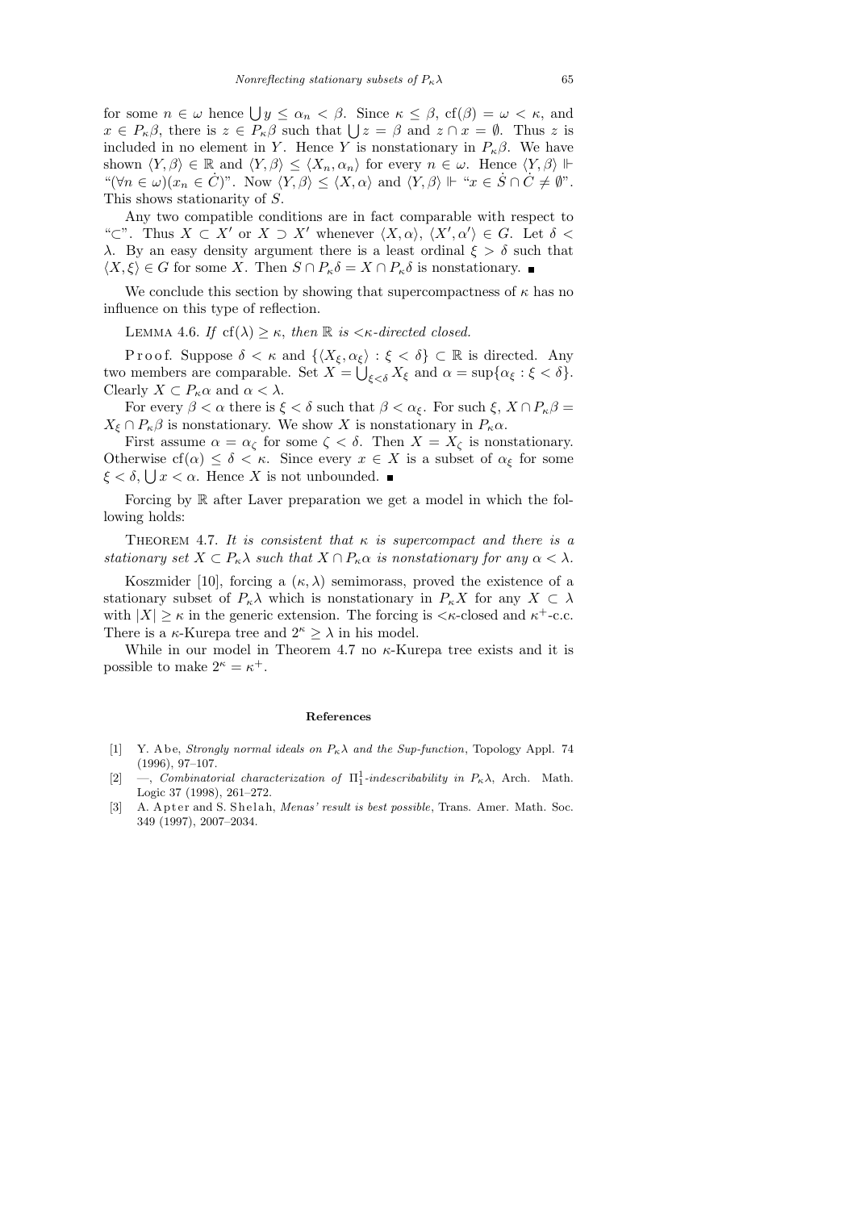for some $n \in \omega$ hence $\bigcup y \leq \alpha_n < \beta$. Since $\kappa \leq \beta$, $\mathrm{cf}(\beta) = \omega < \kappa$, and $x \in P_\kappa\beta$, there is $z \in P_\kappa\beta$ such that $\bigcup z = \beta$ and $z \cap x = \emptyset$. Thus $z$ is included in no element in $Y$. Hence $Y$ is nonstationary in $P_\kappa\beta$. We have shown $\langle Y, \beta\rangle \in \mathbb{R}$ and $\langle Y, \beta\rangle \leq \langle X_n, \alpha_n\rangle$ for every $n \in \omega$. Hence $\langle Y, \beta\rangle \Vdash$ "$(\forall n \in \omega)(x_n \in \dot{C})$". Now $\langle Y, \beta\rangle \leq \langle X, \alpha\rangle$ and $\langle Y, \beta\rangle \Vdash$ "$x \in \dot{S} \cap \dot{C} \neq \emptyset$". This shows stationarity of $S$.

Any two compatible conditions are in fact comparable with respect to "$\subset$". Thus $X \subset X'$ or $X \supset X'$ whenever $\langle X, \alpha\rangle, \langle X', \alpha'\rangle \in G$. Let $\delta < \lambda$. By an easy density argument there is a least ordinal $\xi > \delta$ such that $\langle X, \xi\rangle \in G$ for some $X$. Then $S \cap P_\kappa\delta = X \cap P_\kappa\delta$ is nonstationary. ∎

We conclude this section by showing that supercompactness of $\kappa$ has no influence on this type of reflection.

Lemma 4.6. *If* $\mathrm{cf}(\lambda) \geq \kappa$, *then* $\mathbb{R}$ *is* $<\kappa$-*directed closed.*

Proof. Suppose $\delta < \kappa$ and $\{\langle X_\xi, \alpha_\xi\rangle : \xi < \delta\} \subset \mathbb{R}$ is directed. Any two members are comparable. Set $X = \bigcup_{\xi<\delta} X_\xi$ and $\alpha = \sup\{\alpha_\xi : \xi < \delta\}$. Clearly $X \subset P_\kappa\alpha$ and $\alpha < \lambda$.

For every $\beta < \alpha$ there is $\xi < \delta$ such that $\beta < \alpha_\xi$. For such $\xi$, $X \cap P_\kappa\beta = X_\xi \cap P_\kappa\beta$ is nonstationary. We show $X$ is nonstationary in $P_\kappa\alpha$.

First assume $\alpha = \alpha_\zeta$ for some $\zeta < \delta$. Then $X = X_\zeta$ is nonstationary. Otherwise $\mathrm{cf}(\alpha) \leq \delta < \kappa$. Since every $x \in X$ is a subset of $\alpha_\xi$ for some $\xi < \delta$, $\bigcup x < \alpha$. Hence $X$ is not unbounded. ∎

Forcing by $\mathbb{R}$ after Laver preparation we get a model in which the following holds:

Theorem 4.7. *It is consistent that* $\kappa$ *is supercompact and there is a stationary set* $X \subset P_\kappa\lambda$ *such that* $X \cap P_\kappa\alpha$ *is nonstationary for any* $\alpha < \lambda$.

Koszmider [10], forcing a $(\kappa, \lambda)$ semimorass, proved the existence of a stationary subset of $P_\kappa\lambda$ which is nonstationary in $P_\kappa X$ for any $X \subset \lambda$ with $|X| \geq \kappa$ in the generic extension. The forcing is $<\kappa$-closed and $\kappa^+$-c.c. There is a $\kappa$-Kurepa tree and $2^\kappa \geq \lambda$ in his model.

While in our model in Theorem 4.7 no $\kappa$-Kurepa tree exists and it is possible to make $2^\kappa = \kappa^+$.

## References

[1] Y. Abe, *Strongly normal ideals on $P_\kappa\lambda$ and the Sup-function*, Topology Appl. 74 (1996), 97–107.

[2] —, *Combinatorial characterization of $\Pi^1_1$-indescribability in $P_\kappa\lambda$*, Arch. Math. Logic 37 (1998), 261–272.

[3] A. Apter and S. Shelah, *Menas' result is best possible*, Trans. Amer. Math. Soc. 349 (1997), 2007–2034.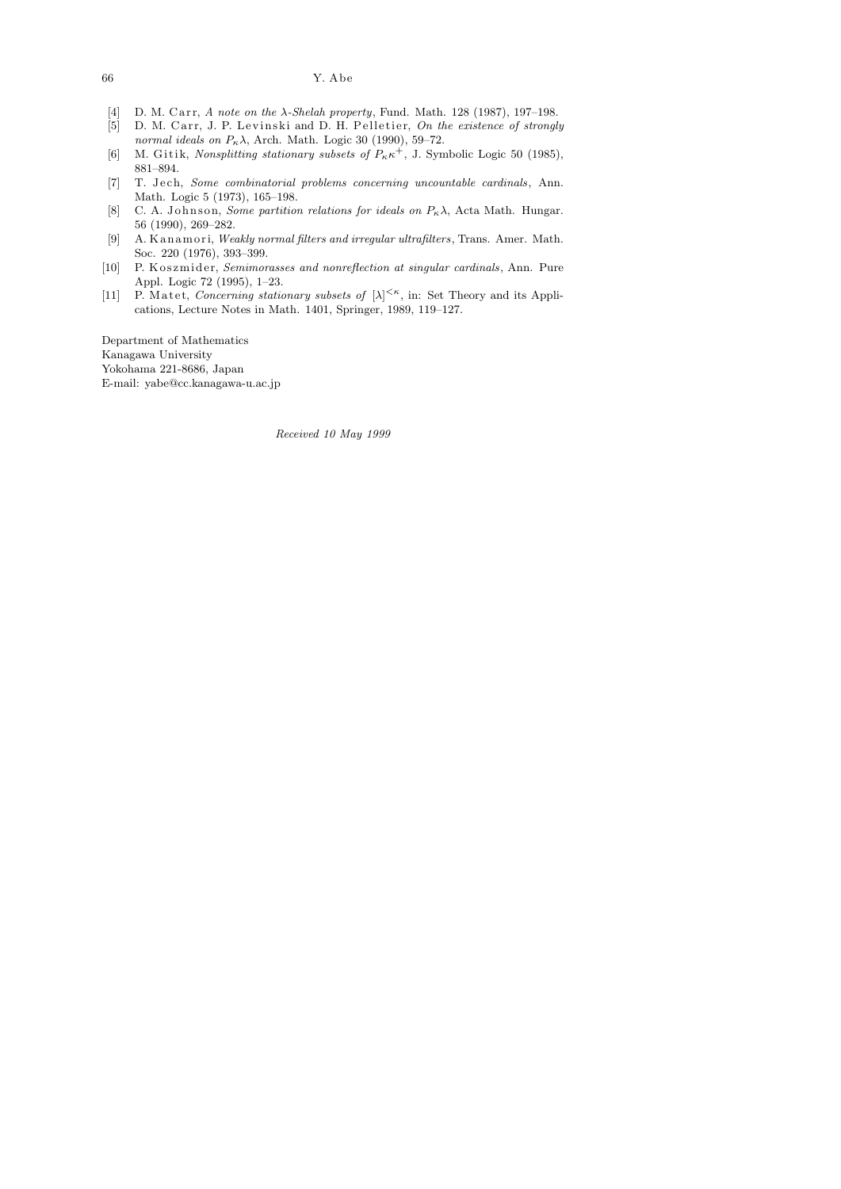[4] D. M. Carr, *A note on the $\lambda$-Shelah property*, Fund. Math. 128 (1987), 197–198.

[5] D. M. Carr, J. P. Levinski and D. H. Pelletier, *On the existence of strongly normal ideals on $P_\kappa\lambda$*, Arch. Math. Logic 30 (1990), 59–72.

[6] M. Gitik, *Nonsplitting stationary subsets of $P_\kappa\kappa^+$*, J. Symbolic Logic 50 (1985), 881–894.

[7] T. Jech, *Some combinatorial problems concerning uncountable cardinals*, Ann. Math. Logic 5 (1973), 165–198.

[8] C. A. Johnson, *Some partition relations for ideals on $P_\kappa\lambda$*, Acta Math. Hungar. 56 (1990), 269–282.

[9] A. Kanamori, *Weakly normal filters and irregular ultrafilters*, Trans. Amer. Math. Soc. 220 (1976), 393–399.

[10] P. Koszmider, *Semimorasses and nonreflection at singular cardinals*, Ann. Pure Appl. Logic 72 (1995), 1–23.

[11] P. Matet, *Concerning stationary subsets of $[\lambda]^{<\kappa}$*, in: Set Theory and its Applications, Lecture Notes in Math. 1401, Springer, 1989, 119–127.

Department of Mathematics
Kanagawa University
Yokohama 221-8686, Japan
E-mail: yabe@cc.kanagawa-u.ac.jp

*Received 10 May 1999*